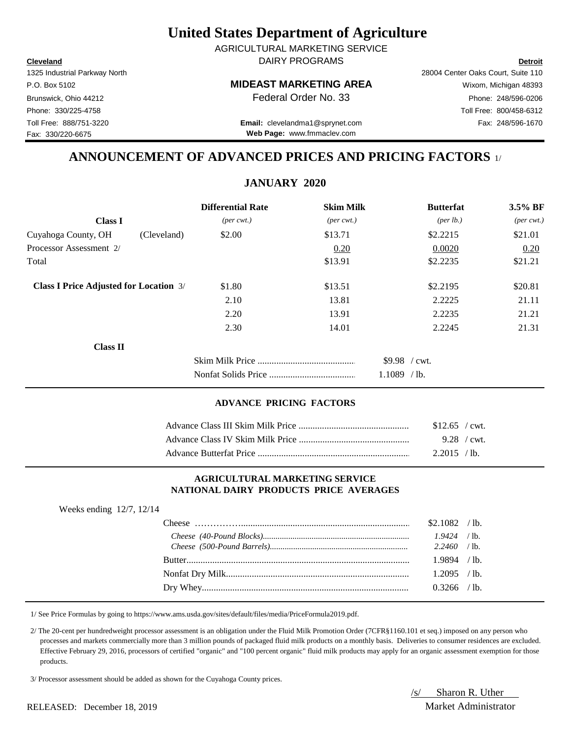# United States Department of Agriculture

AGRICULTURAL MARKETING SERVICE
DAIRY PROGRAMS

**Cleveland**
1325 Industrial Parkway North
P.O. Box 5102
Brunswick, Ohio 44212
Phone: 330/225-4758
Toll Free: 888/751-3220
Fax: 330/220-6675

**MIDEAST MARKETING AREA**
Federal Order No. 33

**Email:** clevelandma1@sprynet.com
**Web Page:** www.fmmaclev.com

**Detroit**
28004 Center Oaks Court, Suite 110
Wixom, Michigan 48393
Phone: 248/596-0206
Toll Free: 800/458-6312
Fax: 248/596-1670

## ANNOUNCEMENT OF ADVANCED PRICES AND PRICING FACTORS 1/

### JANUARY 2020

| **Class I** | | **Differential Rate** *(per cwt.)* | **Skim Milk** *(per cwt.)* | **Butterfat** *(per lb.)* | **3.5% BF** *(per cwt.)* |
|---|---|---|---|---|---|
| Cuyahoga County, OH | (Cleveland) | $2.00 | $13.71 | $2.2215 | $21.01 |
| Processor Assessment 2/ | | | 0.20 | 0.0020 | 0.20 |
| Total | | | $13.91 | $2.2235 | $21.21 |
| **Class I Price Adjusted for Location** 3/ | | $1.80 | $13.51 | $2.2195 | $20.81 |
| | | 2.10 | 13.81 | 2.2225 | 21.11 |
| | | 2.20 | 13.91 | 2.2235 | 21.21 |
| | | 2.30 | 14.01 | 2.2245 | 21.31 |

**Class II**

| | |
|---|---|
| Skim Milk Price | $9.98 / cwt. |
| Nonfat Solids Price | 1.1089 / lb. |

#### ADVANCE PRICING FACTORS

| | |
|---|---|
| Advance Class III Skim Milk Price | $12.65 / cwt. |
| Advance Class IV Skim Milk Price | 9.28 / cwt. |
| Advance Butterfat Price | 2.2015 / lb. |

#### AGRICULTURAL MARKETING SERVICE NATIONAL DAIRY PRODUCTS PRICE AVERAGES

Weeks ending 12/7, 12/14

| | |
|---|---|
| Cheese | $2.1082 / lb. |
| *Cheese (40-Pound Blocks)* | *1.9424* / lb. |
| *Cheese (500-Pound Barrels)* | *2.2460* / lb. |
| Butter | 1.9894 / lb. |
| Nonfat Dry Milk | 1.2095 / lb. |
| Dry Whey | 0.3266 / lb. |

1/ See Price Formulas by going to https://www.ams.usda.gov/sites/default/files/media/PriceFormula2019.pdf.

2/ The 20-cent per hundredweight processor assessment is an obligation under the Fluid Milk Promotion Order (7CFR§1160.101 et seq.) imposed on any person who processes and markets commercially more than 3 million pounds of packaged fluid milk products on a monthly basis. Deliveries to consumer residences are excluded. Effective February 29, 2016, processors of certified "organic" and "100 percent organic" fluid milk products may apply for an organic assessment exemption for those products.

3/ Processor assessment should be added as shown for the Cuyahoga County prices.

RELEASED: December 18, 2019

/s/ Sharon R. Uther
Market Administrator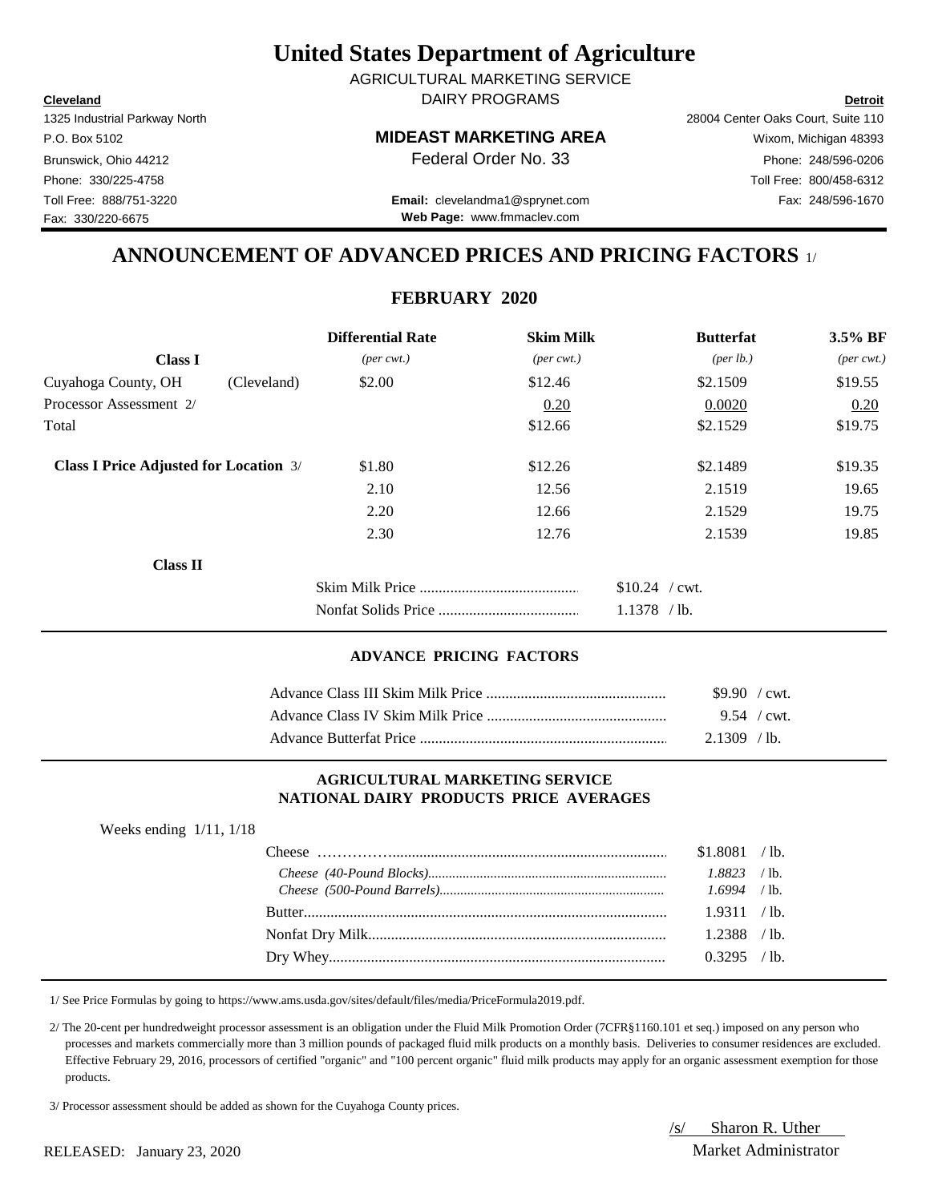# United States Department of Agriculture

AGRICULTURAL MARKETING SERVICE
DAIRY PROGRAMS

**Cleveland**
1325 Industrial Parkway North
P.O. Box 5102
Brunswick, Ohio 44212
Phone: 330/225-4758
Toll Free: 888/751-3220
Fax: 330/220-6675

**MIDEAST MARKETING AREA**
Federal Order No. 33

**Email:** clevelandma1@sprynet.com
**Web Page:** www.fmmaclev.com

**Detroit**
28004 Center Oaks Court, Suite 110
Wixom, Michigan 48393
Phone: 248/596-0206
Toll Free: 800/458-6312
Fax: 248/596-1670

## ANNOUNCEMENT OF ADVANCED PRICES AND PRICING FACTORS 1/

### FEBRUARY 2020

| | | Differential Rate | Skim Milk | Butterfat | 3.5% BF |
|---|---|---|---|---|---|
| **Class I** | | *(per cwt.)* | *(per cwt.)* | *(per lb.)* | *(per cwt.)* |
| Cuyahoga County, OH | (Cleveland) | $2.00 | $12.46 | $2.1509 | $19.55 |
| Processor Assessment 2/ | | | 0.20 | 0.0020 | 0.20 |
| Total | | | $12.66 | $2.1529 | $19.75 |
| **Class I Price Adjusted for Location** 3/ | | $1.80 | $12.26 | $2.1489 | $19.35 |
| | | 2.10 | 12.56 | 2.1519 | 19.65 |
| | | 2.20 | 12.66 | 2.1529 | 19.75 |
| | | 2.30 | 12.76 | 2.1539 | 19.85 |

**Class II**

| | |
|---|---|
| Skim Milk Price | $10.24 / cwt. |
| Nonfat Solids Price | 1.1378 / lb. |

#### ADVANCE PRICING FACTORS

| | |
|---|---|
| Advance Class III Skim Milk Price | $9.90 / cwt. |
| Advance Class IV Skim Milk Price | 9.54 / cwt. |
| Advance Butterfat Price | 2.1309 / lb. |

#### AGRICULTURAL MARKETING SERVICE NATIONAL DAIRY PRODUCTS PRICE AVERAGES

Weeks ending 1/11, 1/18

| | |
|---|---|
| Cheese | $1.8081 / lb. |
| *Cheese (40-Pound Blocks)* | *1.8823* / lb. |
| *Cheese (500-Pound Barrels)* | *1.6994* / lb. |
| Butter | 1.9311 / lb. |
| Nonfat Dry Milk | 1.2388 / lb. |
| Dry Whey | 0.3295 / lb. |

1/ See Price Formulas by going to https://www.ams.usda.gov/sites/default/files/media/PriceFormula2019.pdf.

2/ The 20-cent per hundredweight processor assessment is an obligation under the Fluid Milk Promotion Order (7CFR§1160.101 et seq.) imposed on any person who processes and markets commercially more than 3 million pounds of packaged fluid milk products on a monthly basis. Deliveries to consumer residences are excluded. Effective February 29, 2016, processors of certified "organic" and "100 percent organic" fluid milk products may apply for an organic assessment exemption for those products.

3/ Processor assessment should be added as shown for the Cuyahoga County prices.

RELEASED: January 23, 2020

/s/ Sharon R. Uther
Market Administrator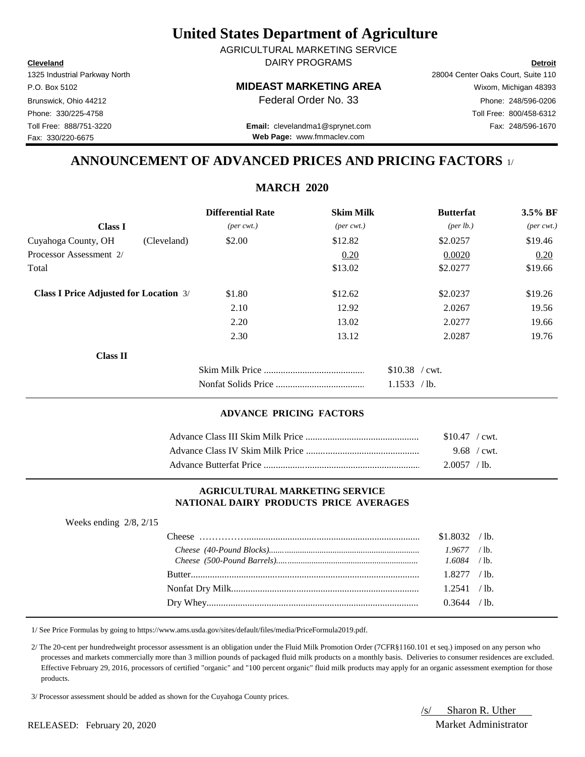# United States Department of Agriculture

AGRICULTURAL MARKETING SERVICE
DAIRY PROGRAMS

**MIDEAST MARKETING AREA**
Federal Order No. 33

| **Cleveland** | **Detroit** |
|---|---|
| 1325 Industrial Parkway North | 28004 Center Oaks Court, Suite 110 |
| P.O. Box 5102 | Wixom, Michigan 48393 |
| Brunswick, Ohio 44212 | Phone: 248/596-0206 |
| Phone: 330/225-4758 | Toll Free: 800/458-6312 |
| Toll Free: 888/751-3220 | Fax: 248/596-1670 |
| Fax: 330/220-6675 | |

**Email:** clevelandma1@sprynet.com
**Web Page:** www.fmmaclev.com

## ANNOUNCEMENT OF ADVANCED PRICES AND PRICING FACTORS 1/

### MARCH 2020

| **Class I** | | **Differential Rate** *(per cwt.)* | **Skim Milk** *(per cwt.)* | **Butterfat** *(per lb.)* | **3.5% BF** *(per cwt.)* |
|---|---|---|---|---|---|
| Cuyahoga County, OH | (Cleveland) | $2.00 | $12.82 | $2.0257 | $19.46 |
| Processor Assessment 2/ | | | 0.20 | 0.0020 | 0.20 |
| Total | | | $13.02 | $2.0277 | $19.66 |
| **Class I Price Adjusted for Location** 3/ | | $1.80 | $12.62 | $2.0237 | $19.26 |
| | | 2.10 | 12.92 | 2.0267 | 19.56 |
| | | 2.20 | 13.02 | 2.0277 | 19.66 |
| | | 2.30 | 13.12 | 2.0287 | 19.76 |

**Class II**

| | |
|---|---|
| Skim Milk Price | $10.38 / cwt. |
| Nonfat Solids Price | 1.1533 / lb. |

#### ADVANCE PRICING FACTORS

| | |
|---|---|
| Advance Class III Skim Milk Price | $10.47 / cwt. |
| Advance Class IV Skim Milk Price | 9.68 / cwt. |
| Advance Butterfat Price | 2.0057 / lb. |

#### AGRICULTURAL MARKETING SERVICE NATIONAL DAIRY PRODUCTS PRICE AVERAGES

Weeks ending 2/8, 2/15

| | |
|---|---|
| Cheese | $1.8032 / lb. |
| *Cheese (40-Pound Blocks)* | *1.9677* / lb. |
| *Cheese (500-Pound Barrels)* | *1.6084* / lb. |
| Butter | 1.8277 / lb. |
| Nonfat Dry Milk | 1.2541 / lb. |
| Dry Whey | 0.3644 / lb. |

1/ See Price Formulas by going to https://www.ams.usda.gov/sites/default/files/media/PriceFormula2019.pdf.

2/ The 20-cent per hundredweight processor assessment is an obligation under the Fluid Milk Promotion Order (7CFR§1160.101 et seq.) imposed on any person who processes and markets commercially more than 3 million pounds of packaged fluid milk products on a monthly basis. Deliveries to consumer residences are excluded. Effective February 29, 2016, processors of certified "organic" and "100 percent organic" fluid milk products may apply for an organic assessment exemption for those products.

3/ Processor assessment should be added as shown for the Cuyahoga County prices.

RELEASED: February 20, 2020

/s/ Sharon R. Uther
Market Administrator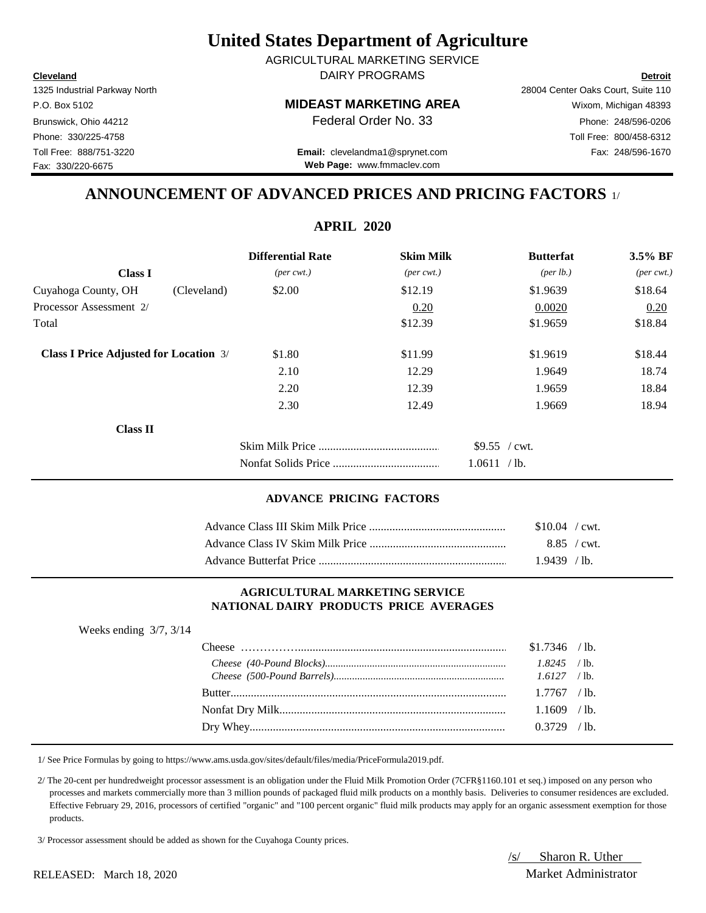# United States Department of Agriculture

AGRICULTURAL MARKETING SERVICE
DAIRY PROGRAMS

**Cleveland**
1325 Industrial Parkway North
P.O. Box 5102
Brunswick, Ohio 44212
Phone: 330/225-4758
Toll Free: 888/751-3220
Fax: 330/220-6675

**MIDEAST MARKETING AREA**
Federal Order No. 33

**Email:** clevelandma1@sprynet.com
**Web Page:** www.fmmaclev.com

**Detroit**
28004 Center Oaks Court, Suite 110
Wixom, Michigan 48393
Phone: 248/596-0206
Toll Free: 800/458-6312
Fax: 248/596-1670

## ANNOUNCEMENT OF ADVANCED PRICES AND PRICING FACTORS 1/

### APRIL 2020

| Class I | | Differential Rate *(per cwt.)* | Skim Milk *(per cwt.)* | Butterfat *(per lb.)* | 3.5% BF *(per cwt.)* |
|---|---|---|---|---|---|
| Cuyahoga County, OH | (Cleveland) | $2.00 | $12.19 | $1.9639 | $18.64 |
| Processor Assessment 2/ | | | 0.20 | 0.0020 | 0.20 |
| Total | | | $12.39 | $1.9659 | $18.84 |
| **Class I Price Adjusted for Location** 3/ | | $1.80 | $11.99 | $1.9619 | $18.44 |
| | | 2.10 | 12.29 | 1.9649 | 18.74 |
| | | 2.20 | 12.39 | 1.9659 | 18.84 |
| | | 2.30 | 12.49 | 1.9669 | 18.94 |

**Class II**

| | |
|---|---|
| Skim Milk Price | $9.55 / cwt. |
| Nonfat Solids Price | 1.0611 / lb. |

#### ADVANCE PRICING FACTORS

| | |
|---|---|
| Advance Class III Skim Milk Price | $10.04 / cwt. |
| Advance Class IV Skim Milk Price | 8.85 / cwt. |
| Advance Butterfat Price | 1.9439 / lb. |

#### AGRICULTURAL MARKETING SERVICE NATIONAL DAIRY PRODUCTS PRICE AVERAGES

Weeks ending 3/7, 3/14

| | |
|---|---|
| Cheese | $1.7346 / lb. |
| *Cheese (40-Pound Blocks)* | *1.8245* / lb. |
| *Cheese (500-Pound Barrels)* | *1.6127* / lb. |
| Butter | 1.7767 / lb. |
| Nonfat Dry Milk | 1.1609 / lb. |
| Dry Whey | 0.3729 / lb. |

1/ See Price Formulas by going to https://www.ams.usda.gov/sites/default/files/media/PriceFormula2019.pdf.

2/ The 20-cent per hundredweight processor assessment is an obligation under the Fluid Milk Promotion Order (7CFR§1160.101 et seq.) imposed on any person who processes and markets commercially more than 3 million pounds of packaged fluid milk products on a monthly basis. Deliveries to consumer residences are excluded. Effective February 29, 2016, processors of certified "organic" and "100 percent organic" fluid milk products may apply for an organic assessment exemption for those products.

3/ Processor assessment should be added as shown for the Cuyahoga County prices.

RELEASED: March 18, 2020

/s/ Sharon R. Uther
Market Administrator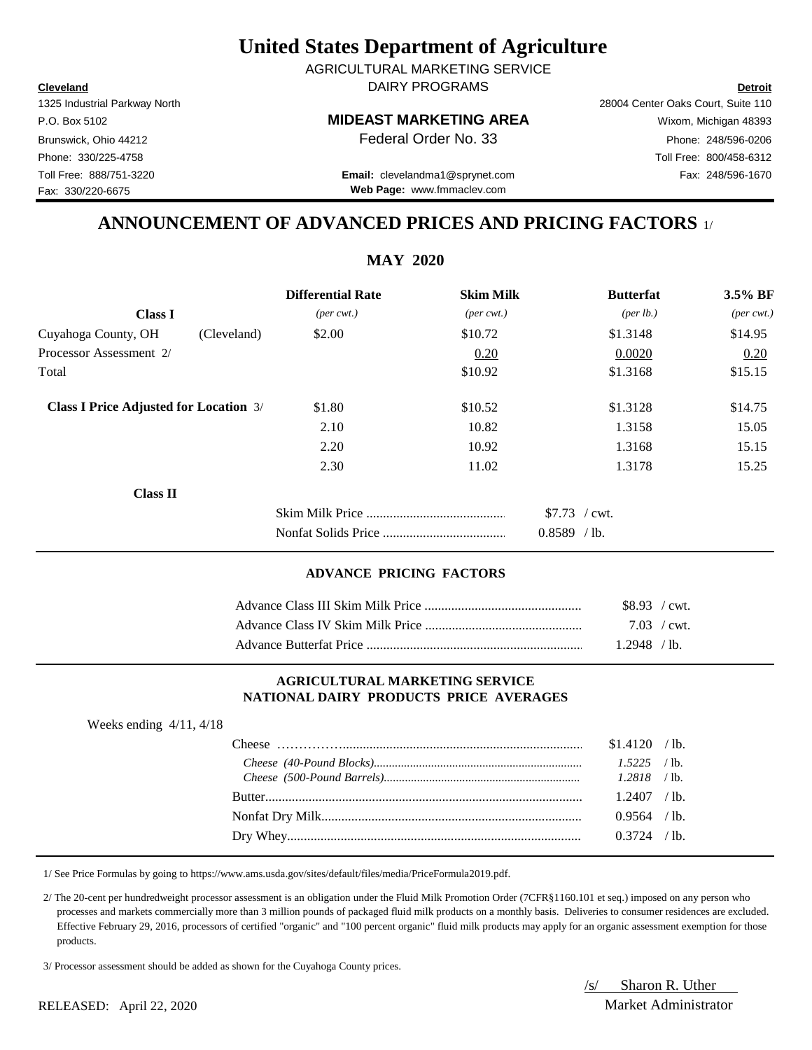# United States Department of Agriculture

AGRICULTURAL MARKETING SERVICE
DAIRY PROGRAMS

**Cleveland**
1325 Industrial Parkway North
P.O. Box 5102
Brunswick, Ohio 44212
Phone: 330/225-4758
Toll Free: 888/751-3220
Fax: 330/220-6675

**MIDEAST MARKETING AREA**
Federal Order No. 33

**Email:** clevelandma1@sprynet.com
**Web Page:** www.fmmaclev.com

**Detroit**
28004 Center Oaks Court, Suite 110
Wixom, Michigan 48393
Phone: 248/596-0206
Toll Free: 800/458-6312
Fax: 248/596-1670

## ANNOUNCEMENT OF ADVANCED PRICES AND PRICING FACTORS 1/

### MAY 2020

| | | Differential Rate | Skim Milk | Butterfat | 3.5% BF |
|---|---|---|---|---|---|
| **Class I** | | *(per cwt.)* | *(per cwt.)* | *(per lb.)* | *(per cwt.)* |
| Cuyahoga County, OH | (Cleveland) | $2.00 | $10.72 | $1.3148 | $14.95 |
| Processor Assessment 2/ | | | 0.20 | 0.0020 | 0.20 |
| Total | | | $10.92 | $1.3168 | $15.15 |
| **Class I Price Adjusted for Location** 3/ | | $1.80 | $10.52 | $1.3128 | $14.75 |
| | | 2.10 | 10.82 | 1.3158 | 15.05 |
| | | 2.20 | 10.92 | 1.3168 | 15.15 |
| | | 2.30 | 11.02 | 1.3178 | 15.25 |

**Class II**

| | |
|---|---|
| Skim Milk Price | $7.73 / cwt. |
| Nonfat Solids Price | 0.8589 / lb. |

#### ADVANCE PRICING FACTORS

| | |
|---|---|
| Advance Class III Skim Milk Price | $8.93 / cwt. |
| Advance Class IV Skim Milk Price | 7.03 / cwt. |
| Advance Butterfat Price | 1.2948 / lb. |

#### AGRICULTURAL MARKETING SERVICE NATIONAL DAIRY PRODUCTS PRICE AVERAGES

Weeks ending 4/11, 4/18

| | |
|---|---|
| Cheese | $1.4120 / lb. |
| *Cheese (40-Pound Blocks)* | *1.5225* / lb. |
| *Cheese (500-Pound Barrels)* | *1.2818* / lb. |
| Butter | 1.2407 / lb. |
| Nonfat Dry Milk | 0.9564 / lb. |
| Dry Whey | 0.3724 / lb. |

1/ See Price Formulas by going to https://www.ams.usda.gov/sites/default/files/media/PriceFormula2019.pdf.

2/ The 20-cent per hundredweight processor assessment is an obligation under the Fluid Milk Promotion Order (7CFR§1160.101 et seq.) imposed on any person who processes and markets commercially more than 3 million pounds of packaged fluid milk products on a monthly basis. Deliveries to consumer residences are excluded. Effective February 29, 2016, processors of certified "organic" and "100 percent organic" fluid milk products may apply for an organic assessment exemption for those products.

3/ Processor assessment should be added as shown for the Cuyahoga County prices.

RELEASED: April 22, 2020

/s/ Sharon R. Uther
Market Administrator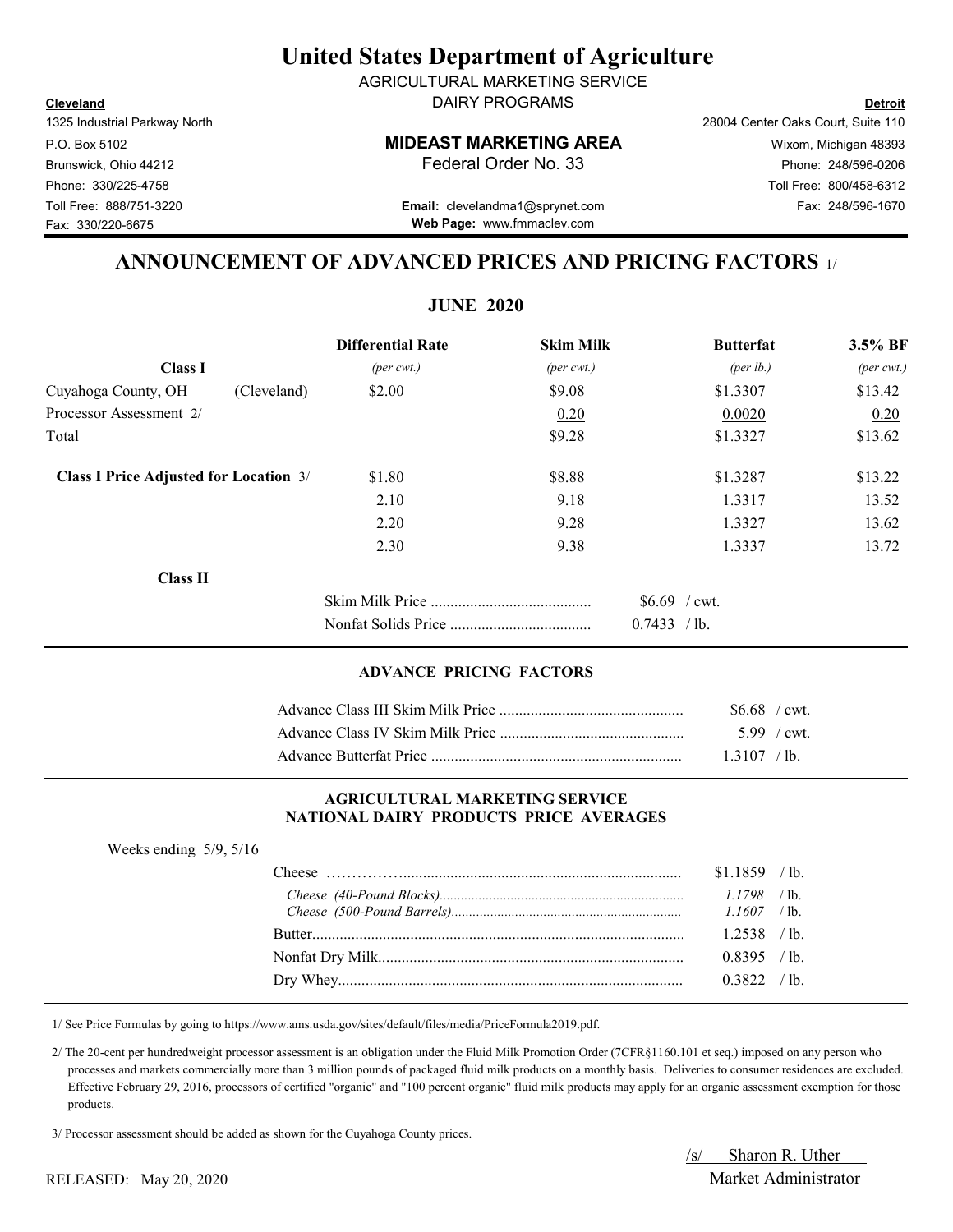# United States Department of Agriculture

AGRICULTURAL MARKETING SERVICE
DAIRY PROGRAMS

**Cleveland**
1325 Industrial Parkway North
P.O. Box 5102
Brunswick, Ohio 44212
Phone: 330/225-4758
Toll Free: 888/751-3220
Fax: 330/220-6675

**MIDEAST MARKETING AREA**
Federal Order No. 33

**Email:** clevelandma1@sprynet.com
**Web Page:** www.fmmaclev.com

**Detroit**
28004 Center Oaks Court, Suite 110
Wixom, Michigan 48393
Phone: 248/596-0206
Toll Free: 800/458-6312
Fax: 248/596-1670

## ANNOUNCEMENT OF ADVANCED PRICES AND PRICING FACTORS 1/

### JUNE 2020

| Class I | | Differential Rate *(per cwt.)* | Skim Milk *(per cwt.)* | Butterfat *(per lb.)* | 3.5% BF *(per cwt.)* |
|---|---|---|---|---|---|
| Cuyahoga County, OH | (Cleveland) | $2.00 | $9.08 | $1.3307 | $13.42 |
| Processor Assessment 2/ | | | 0.20 | 0.0020 | 0.20 |
| Total | | | $9.28 | $1.3327 | $13.62 |
| **Class I Price Adjusted for Location** 3/ | | $1.80 | $8.88 | $1.3287 | $13.22 |
| | | 2.10 | 9.18 | 1.3317 | 13.52 |
| | | 2.20 | 9.28 | 1.3327 | 13.62 |
| | | 2.30 | 9.38 | 1.3337 | 13.72 |

**Class II**

| | |
|---|---|
| Skim Milk Price | $6.69 / cwt. |
| Nonfat Solids Price | 0.7433 / lb. |

#### ADVANCE PRICING FACTORS

| | |
|---|---|
| Advance Class III Skim Milk Price | $6.68 / cwt. |
| Advance Class IV Skim Milk Price | 5.99 / cwt. |
| Advance Butterfat Price | 1.3107 / lb. |

#### AGRICULTURAL MARKETING SERVICE NATIONAL DAIRY PRODUCTS PRICE AVERAGES

Weeks ending 5/9, 5/16

| | |
|---|---|
| Cheese | $1.1859 / lb. |
| *Cheese (40-Pound Blocks)* | *1.1798* / lb. |
| *Cheese (500-Pound Barrels)* | *1.1607* / lb. |
| Butter | 1.2538 / lb. |
| Nonfat Dry Milk | 0.8395 / lb. |
| Dry Whey | 0.3822 / lb. |

1/ See Price Formulas by going to https://www.ams.usda.gov/sites/default/files/media/PriceFormula2019.pdf.

2/ The 20-cent per hundredweight processor assessment is an obligation under the Fluid Milk Promotion Order (7CFR§1160.101 et seq.) imposed on any person who processes and markets commercially more than 3 million pounds of packaged fluid milk products on a monthly basis. Deliveries to consumer residences are excluded. Effective February 29, 2016, processors of certified "organic" and "100 percent organic" fluid milk products may apply for an organic assessment exemption for those products.

3/ Processor assessment should be added as shown for the Cuyahoga County prices.

RELEASED: May 20, 2020

/s/ Sharon R. Uther
Market Administrator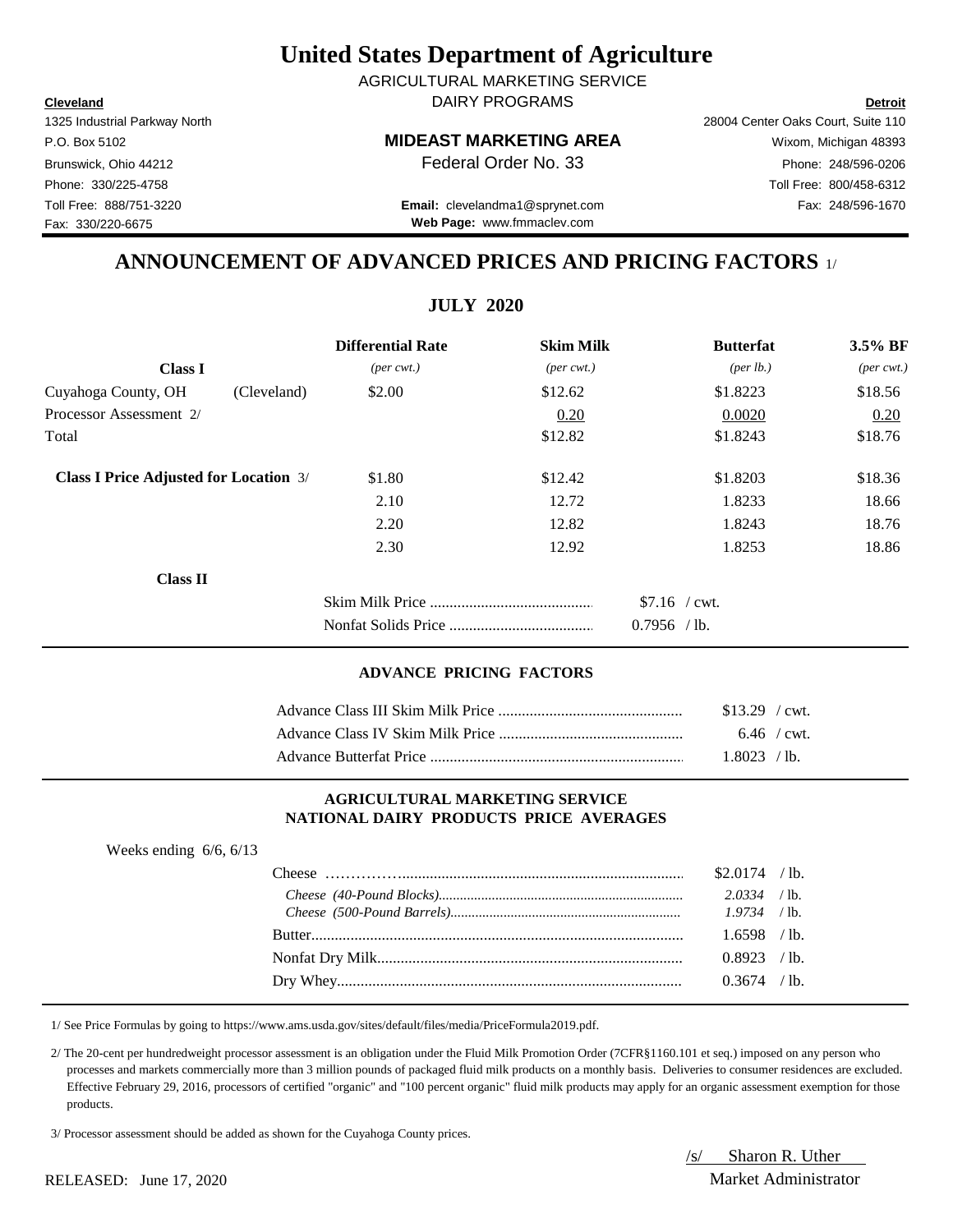# United States Department of Agriculture

AGRICULTURAL MARKETING SERVICE
DAIRY PROGRAMS

**Cleveland**
1325 Industrial Parkway North
P.O. Box 5102
Brunswick, Ohio 44212
Phone: 330/225-4758
Toll Free: 888/751-3220
Fax: 330/220-6675

**MIDEAST MARKETING AREA**
Federal Order No. 33

**Email:** clevelandma1@sprynet.com
**Web Page:** www.fmmaclev.com

**Detroit**
28004 Center Oaks Court, Suite 110
Wixom, Michigan 48393
Phone: 248/596-0206
Toll Free: 800/458-6312
Fax: 248/596-1670

## ANNOUNCEMENT OF ADVANCED PRICES AND PRICING FACTORS 1/

### JULY 2020

| | | Differential Rate | Skim Milk | Butterfat | 3.5% BF |
|---|---|---|---|---|---|
| **Class I** | | *(per cwt.)* | *(per cwt.)* | *(per lb.)* | *(per cwt.)* |
| Cuyahoga County, OH | (Cleveland) | $2.00 | $12.62 | $1.8223 | $18.56 |
| Processor Assessment 2/ | | | 0.20 | 0.0020 | 0.20 |
| Total | | | $12.82 | $1.8243 | $18.76 |
| **Class I Price Adjusted for Location** 3/ | | $1.80 | $12.42 | $1.8203 | $18.36 |
| | | 2.10 | 12.72 | 1.8233 | 18.66 |
| | | 2.20 | 12.82 | 1.8243 | 18.76 |
| | | 2.30 | 12.92 | 1.8253 | 18.86 |

**Class II**

| | |
|---|---|
| Skim Milk Price | $7.16 / cwt. |
| Nonfat Solids Price | 0.7956 / lb. |

#### ADVANCE PRICING FACTORS

| | |
|---|---|
| Advance Class III Skim Milk Price | $13.29 / cwt. |
| Advance Class IV Skim Milk Price | 6.46 / cwt. |
| Advance Butterfat Price | 1.8023 / lb. |

#### AGRICULTURAL MARKETING SERVICE
#### NATIONAL DAIRY PRODUCTS PRICE AVERAGES

Weeks ending 6/6, 6/13

| | |
|---|---|
| Cheese | $2.0174 / lb. |
| *Cheese (40-Pound Blocks)* | *2.0334* / lb. |
| *Cheese (500-Pound Barrels)* | *1.9734* / lb. |
| Butter | 1.6598 / lb. |
| Nonfat Dry Milk | 0.8923 / lb. |
| Dry Whey | 0.3674 / lb. |

1/ See Price Formulas by going to https://www.ams.usda.gov/sites/default/files/media/PriceFormula2019.pdf.

2/ The 20-cent per hundredweight processor assessment is an obligation under the Fluid Milk Promotion Order (7CFR§1160.101 et seq.) imposed on any person who processes and markets commercially more than 3 million pounds of packaged fluid milk products on a monthly basis. Deliveries to consumer residences are excluded. Effective February 29, 2016, processors of certified "organic" and "100 percent organic" fluid milk products may apply for an organic assessment exemption for those products.

3/ Processor assessment should be added as shown for the Cuyahoga County prices.

/s/ Sharon R. Uther
Market Administrator

RELEASED: June 17, 2020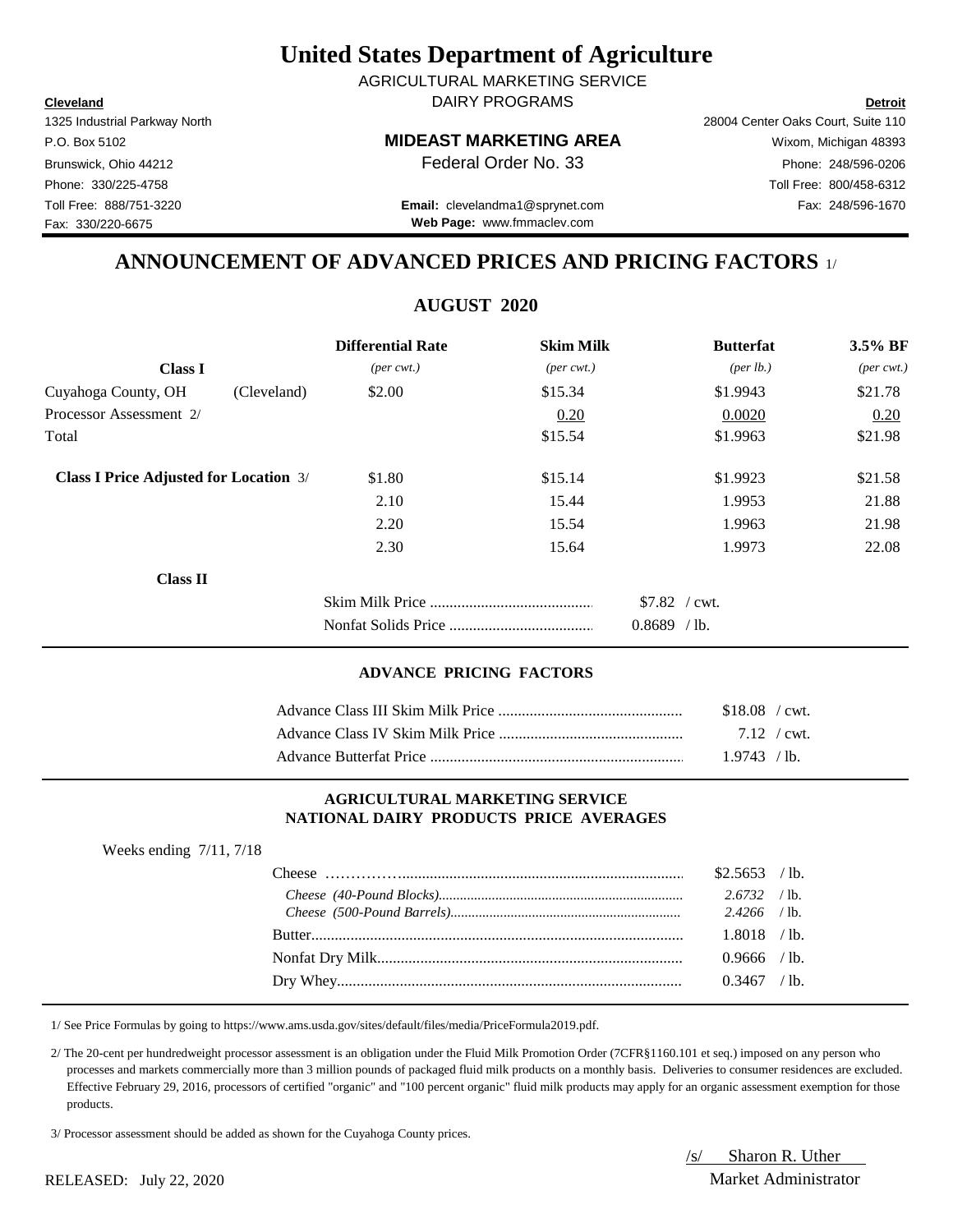# United States Department of Agriculture

AGRICULTURAL MARKETING SERVICE

DAIRY PROGRAMS

| **Cleveland** | | **Detroit** |
|---|---|---|
| 1325 Industrial Parkway North | | 28004 Center Oaks Court, Suite 110 |
| P.O. Box 5102 | **MIDEAST MARKETING AREA** | Wixom, Michigan 48393 |
| Brunswick, Ohio 44212 | Federal Order No. 33 | Phone: 248/596-0206 |
| Phone: 330/225-4758 | | Toll Free: 800/458-6312 |
| Toll Free: 888/751-3220 | **Email:** clevelandma1@sprynet.com | Fax: 248/596-1670 |
| Fax: 330/220-6675 | **Web Page:** www.fmmaclev.com | |

## ANNOUNCEMENT OF ADVANCED PRICES AND PRICING FACTORS 1/

### AUGUST 2020

| **Class I** | | **Differential Rate** *(per cwt.)* | **Skim Milk** *(per cwt.)* | **Butterfat** *(per lb.)* | **3.5% BF** *(per cwt.)* |
|---|---|---|---|---|---|
| Cuyahoga County, OH | (Cleveland) | $2.00 | $15.34 | $1.9943 | $21.78 |
| Processor Assessment 2/ | | | 0.20 | 0.0020 | 0.20 |
| Total | | | $15.54 | $1.9963 | $21.98 |
| **Class I Price Adjusted for Location** 3/ | | $1.80 | $15.14 | $1.9923 | $21.58 |
| | | 2.10 | 15.44 | 1.9953 | 21.88 |
| | | 2.20 | 15.54 | 1.9963 | 21.98 |
| | | 2.30 | 15.64 | 1.9973 | 22.08 |

**Class II**

| | |
|---|---|
| Skim Milk Price | $7.82 / cwt. |
| Nonfat Solids Price | 0.8689 / lb. |

#### ADVANCE PRICING FACTORS

| | |
|---|---|
| Advance Class III Skim Milk Price | $18.08 / cwt. |
| Advance Class IV Skim Milk Price | 7.12 / cwt. |
| Advance Butterfat Price | 1.9743 / lb. |

#### AGRICULTURAL MARKETING SERVICE NATIONAL DAIRY PRODUCTS PRICE AVERAGES

Weeks ending 7/11, 7/18

| | |
|---|---|
| Cheese | $2.5653 / lb. |
| *Cheese (40-Pound Blocks)* | *2.6732* / lb. |
| *Cheese (500-Pound Barrels)* | *2.4266* / lb. |
| Butter | 1.8018 / lb. |
| Nonfat Dry Milk | 0.9666 / lb. |
| Dry Whey | 0.3467 / lb. |

1/ See Price Formulas by going to https://www.ams.usda.gov/sites/default/files/media/PriceFormula2019.pdf.

2/ The 20-cent per hundredweight processor assessment is an obligation under the Fluid Milk Promotion Order (7CFR§1160.101 et seq.) imposed on any person who processes and markets commercially more than 3 million pounds of packaged fluid milk products on a monthly basis. Deliveries to consumer residences are excluded. Effective February 29, 2016, processors of certified "organic" and "100 percent organic" fluid milk products may apply for an organic assessment exemption for those products.

3/ Processor assessment should be added as shown for the Cuyahoga County prices.

RELEASED: July 22, 2020

/s/ Sharon R. Uther
Market Administrator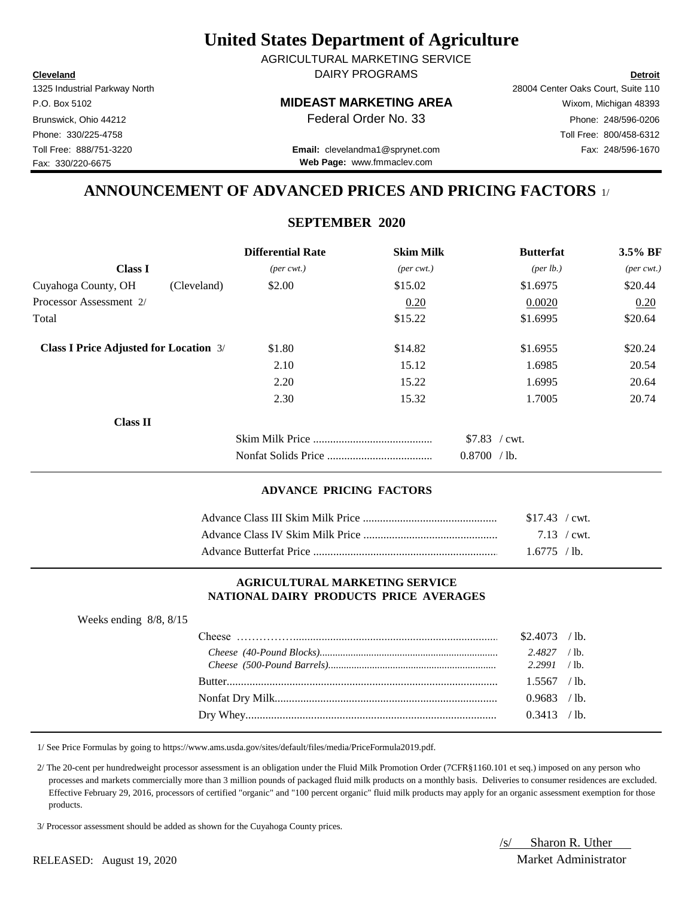# United States Department of Agriculture

AGRICULTURAL MARKETING SERVICE
DAIRY PROGRAMS

**Cleveland**
1325 Industrial Parkway North
P.O. Box 5102
Brunswick, Ohio 44212
Phone: 330/225-4758
Toll Free: 888/751-3220
Fax: 330/220-6675

**MIDEAST MARKETING AREA**
Federal Order No. 33

**Email:** clevelandma1@sprynet.com
**Web Page:** www.fmmaclev.com

**Detroit**
28004 Center Oaks Court, Suite 110
Wixom, Michigan 48393
Phone: 248/596-0206
Toll Free: 800/458-6312
Fax: 248/596-1670

## ANNOUNCEMENT OF ADVANCED PRICES AND PRICING FACTORS 1/

### SEPTEMBER 2020

| | | Differential Rate | Skim Milk | Butterfat | 3.5% BF |
|---|---|---|---|---|---|
| **Class I** | | *(per cwt.)* | *(per cwt.)* | *(per lb.)* | *(per cwt.)* |
| Cuyahoga County, OH | (Cleveland) | $2.00 | $15.02 | $1.6975 | $20.44 |
| Processor Assessment 2/ | | | 0.20 | 0.0020 | 0.20 |
| Total | | | $15.22 | $1.6995 | $20.64 |
| **Class I Price Adjusted for Location** 3/ | | $1.80 | $14.82 | $1.6955 | $20.24 |
| | | 2.10 | 15.12 | 1.6985 | 20.54 |
| | | 2.20 | 15.22 | 1.6995 | 20.64 |
| | | 2.30 | 15.32 | 1.7005 | 20.74 |

**Class II**

| | |
|---|---|
| Skim Milk Price | $7.83 / cwt. |
| Nonfat Solids Price | 0.8700 / lb. |

#### ADVANCE PRICING FACTORS

| | |
|---|---|
| Advance Class III Skim Milk Price | $17.43 / cwt. |
| Advance Class IV Skim Milk Price | 7.13 / cwt. |
| Advance Butterfat Price | 1.6775 / lb. |

#### AGRICULTURAL MARKETING SERVICE NATIONAL DAIRY PRODUCTS PRICE AVERAGES

Weeks ending 8/8, 8/15

| | |
|---|---|
| Cheese | $2.4073 / lb. |
| *Cheese (40-Pound Blocks)* | *2.4827* / lb. |
| *Cheese (500-Pound Barrels)* | *2.2991* / lb. |
| Butter | 1.5567 / lb. |
| Nonfat Dry Milk | 0.9683 / lb. |
| Dry Whey | 0.3413 / lb. |

1/ See Price Formulas by going to https://www.ams.usda.gov/sites/default/files/media/PriceFormula2019.pdf.

2/ The 20-cent per hundredweight processor assessment is an obligation under the Fluid Milk Promotion Order (7CFR§1160.101 et seq.) imposed on any person who processes and markets commercially more than 3 million pounds of packaged fluid milk products on a monthly basis. Deliveries to consumer residences are excluded. Effective February 29, 2016, processors of certified "organic" and "100 percent organic" fluid milk products may apply for an organic assessment exemption for those products.

3/ Processor assessment should be added as shown for the Cuyahoga County prices.

RELEASED: August 19, 2020

/s/ Sharon R. Uther
Market Administrator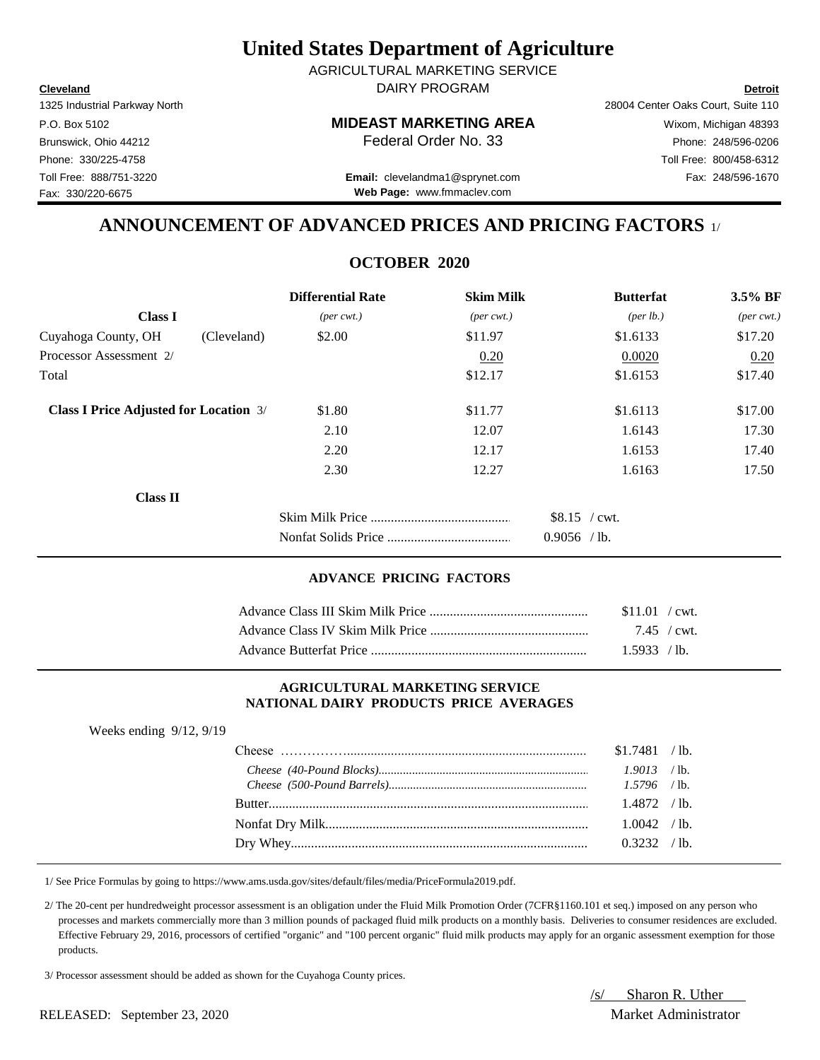# United States Department of Agriculture

AGRICULTURAL MARKETING SERVICE
DAIRY PROGRAM

**Cleveland**
1325 Industrial Parkway North
P.O. Box 5102
Brunswick, Ohio 44212
Phone: 330/225-4758
Toll Free: 888/751-3220
Fax: 330/220-6675

**MIDEAST MARKETING AREA**
Federal Order No. 33

**Email:** clevelandma1@sprynet.com
**Web Page:** www.fmmaclev.com

**Detroit**
28004 Center Oaks Court, Suite 110
Wixom, Michigan 48393
Phone: 248/596-0206
Toll Free: 800/458-6312
Fax: 248/596-1670

## ANNOUNCEMENT OF ADVANCED PRICES AND PRICING FACTORS 1/

### OCTOBER 2020

| Class I | | Differential Rate | Skim Milk | Butterfat | 3.5% BF |
|---|---|---|---|---|---|
| | | *(per cwt.)* | *(per cwt.)* | *(per lb.)* | *(per cwt.)* |
| Cuyahoga County, OH | (Cleveland) | $2.00 | $11.97 | $1.6133 | $17.20 |
| Processor Assessment 2/ | | | 0.20 | 0.0020 | 0.20 |
| Total | | | $12.17 | $1.6153 | $17.40 |
| **Class I Price Adjusted for Location** 3/ | | $1.80 | $11.77 | $1.6113 | $17.00 |
| | | 2.10 | 12.07 | 1.6143 | 17.30 |
| | | 2.20 | 12.17 | 1.6153 | 17.40 |
| | | 2.30 | 12.27 | 1.6163 | 17.50 |

**Class II**

| | |
|---|---|
| Skim Milk Price | $8.15 / cwt. |
| Nonfat Solids Price | 0.9056 / lb. |

#### ADVANCE PRICING FACTORS

| | |
|---|---|
| Advance Class III Skim Milk Price | $11.01 / cwt. |
| Advance Class IV Skim Milk Price | 7.45 / cwt. |
| Advance Butterfat Price | 1.5933 / lb. |

#### AGRICULTURAL MARKETING SERVICE
#### NATIONAL DAIRY PRODUCTS PRICE AVERAGES

Weeks ending 9/12, 9/19

| | |
|---|---|
| Cheese | $1.7481 / lb. |
| *Cheese (40-Pound Blocks)* | *1.9013* / lb. |
| *Cheese (500-Pound Barrels)* | *1.5796* / lb. |
| Butter | 1.4872 / lb. |
| Nonfat Dry Milk | 1.0042 / lb. |
| Dry Whey | 0.3232 / lb. |

1/ See Price Formulas by going to https://www.ams.usda.gov/sites/default/files/media/PriceFormula2019.pdf.

2/ The 20-cent per hundredweight processor assessment is an obligation under the Fluid Milk Promotion Order (7CFR§1160.101 et seq.) imposed on any person who processes and markets commercially more than 3 million pounds of packaged fluid milk products on a monthly basis. Deliveries to consumer residences are excluded. Effective February 29, 2016, processors of certified "organic" and "100 percent organic" fluid milk products may apply for an organic assessment exemption for those products.

3/ Processor assessment should be added as shown for the Cuyahoga County prices.

/s/ Sharon R. Uther
Market Administrator

RELEASED: September 23, 2020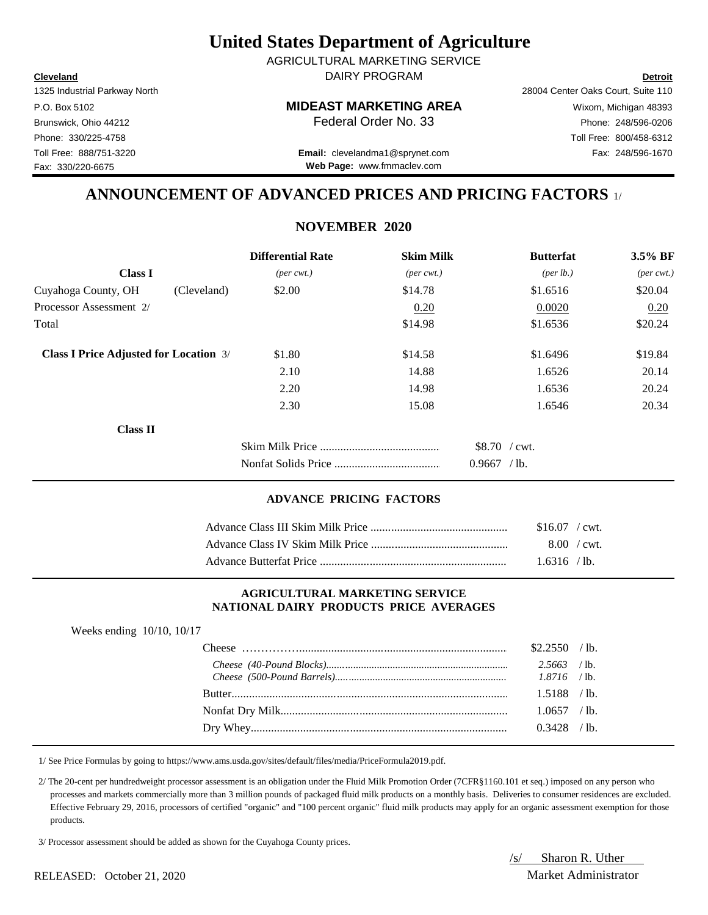# United States Department of Agriculture

AGRICULTURAL MARKETING SERVICE
DAIRY PROGRAM

**Cleveland**
1325 Industrial Parkway North
P.O. Box 5102
Brunswick, Ohio 44212
Phone: 330/225-4758
Toll Free: 888/751-3220
Fax: 330/220-6675

**MIDEAST MARKETING AREA**
Federal Order No. 33

**Email:** clevelandma1@sprynet.com
**Web Page:** www.fmmaclev.com

**Detroit**
28004 Center Oaks Court, Suite 110
Wixom, Michigan 48393
Phone: 248/596-0206
Toll Free: 800/458-6312
Fax: 248/596-1670

## ANNOUNCEMENT OF ADVANCED PRICES AND PRICING FACTORS 1/

### NOVEMBER 2020

| | | Differential Rate | Skim Milk | Butterfat | 3.5% BF |
|---|---|---|---|---|---|
| **Class I** | | *(per cwt.)* | *(per cwt.)* | *(per lb.)* | *(per cwt.)* |
| Cuyahoga County, OH | (Cleveland) | $2.00 | $14.78 | $1.6516 | $20.04 |
| Processor Assessment 2/ | | | 0.20 | 0.0020 | 0.20 |
| Total | | | $14.98 | $1.6536 | $20.24 |
| **Class I Price Adjusted for Location** 3/ | | $1.80 | $14.58 | $1.6496 | $19.84 |
| | | 2.10 | 14.88 | 1.6526 | 20.14 |
| | | 2.20 | 14.98 | 1.6536 | 20.24 |
| | | 2.30 | 15.08 | 1.6546 | 20.34 |

**Class II**

| | |
|---|---|
| Skim Milk Price | $8.70 / cwt. |
| Nonfat Solids Price | 0.9667 / lb. |

#### ADVANCE PRICING FACTORS

| | |
|---|---|
| Advance Class III Skim Milk Price | $16.07 / cwt. |
| Advance Class IV Skim Milk Price | 8.00 / cwt. |
| Advance Butterfat Price | 1.6316 / lb. |

#### AGRICULTURAL MARKETING SERVICE NATIONAL DAIRY PRODUCTS PRICE AVERAGES

Weeks ending 10/10, 10/17

| | |
|---|---|
| Cheese | $2.2550 / lb. |
| *Cheese (40-Pound Blocks)* | *2.5663* / lb. |
| *Cheese (500-Pound Barrels)* | *1.8716* / lb. |
| Butter | 1.5188 / lb. |
| Nonfat Dry Milk | 1.0657 / lb. |
| Dry Whey | 0.3428 / lb. |

1/ See Price Formulas by going to https://www.ams.usda.gov/sites/default/files/media/PriceFormula2019.pdf.

2/ The 20-cent per hundredweight processor assessment is an obligation under the Fluid Milk Promotion Order (7CFR§1160.101 et seq.) imposed on any person who processes and markets commercially more than 3 million pounds of packaged fluid milk products on a monthly basis. Deliveries to consumer residences are excluded. Effective February 29, 2016, processors of certified "organic" and "100 percent organic" fluid milk products may apply for an organic assessment exemption for those products.

3/ Processor assessment should be added as shown for the Cuyahoga County prices.

RELEASED: October 21, 2020

/s/ Sharon R. Uther
Market Administrator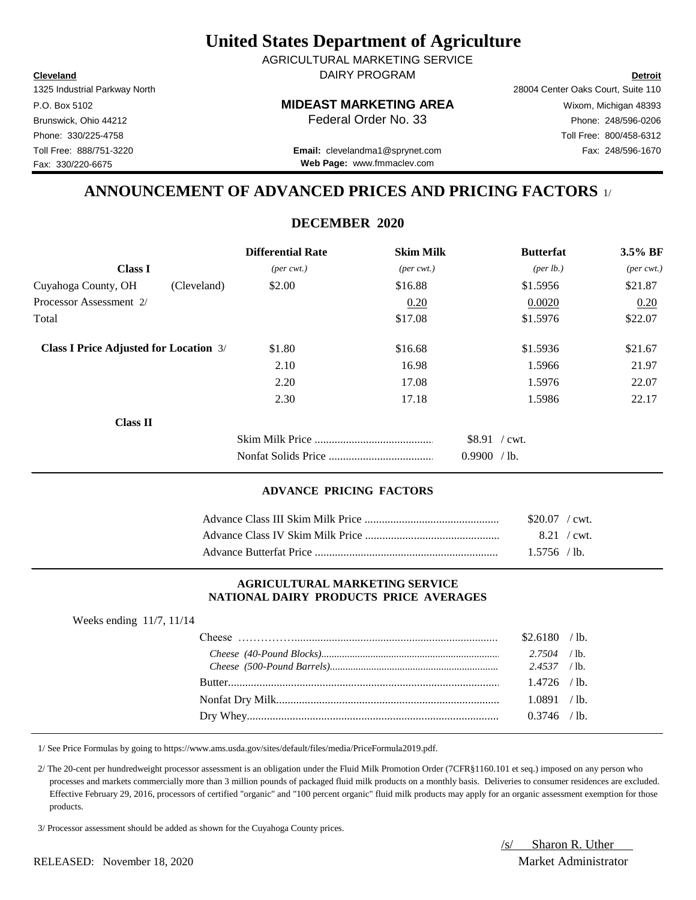# United States Department of Agriculture

AGRICULTURAL MARKETING SERVICE

DAIRY PROGRAM

**Cleveland**
1325 Industrial Parkway North
P.O. Box 5102
Brunswick, Ohio 44212
Phone: 330/225-4758
Toll Free: 888/751-3220
Fax: 330/220-6675

**MIDEAST MARKETING AREA**
Federal Order No. 33

**Email:** clevelandma1@sprynet.com
**Web Page:** www.fmmaclev.com

**Detroit**
28004 Center Oaks Court, Suite 110
Wixom, Michigan 48393
Phone: 248/596-0206
Toll Free: 800/458-6312
Fax: 248/596-1670

## ANNOUNCEMENT OF ADVANCED PRICES AND PRICING FACTORS 1/

### DECEMBER 2020

| | | Differential Rate | Skim Milk | Butterfat | 3.5% BF |
|---|---|---|---|---|---|
| **Class I** | | *(per cwt.)* | *(per cwt.)* | *(per lb.)* | *(per cwt.)* |
| Cuyahoga County, OH | (Cleveland) | $2.00 | $16.88 | $1.5956 | $21.87 |
| Processor Assessment 2/ | | | 0.20 | 0.0020 | 0.20 |
| Total | | | $17.08 | $1.5976 | $22.07 |
| **Class I Price Adjusted for Location** 3/ | | $1.80 | $16.68 | $1.5936 | $21.67 |
| | | 2.10 | 16.98 | 1.5966 | 21.97 |
| | | 2.20 | 17.08 | 1.5976 | 22.07 |
| | | 2.30 | 17.18 | 1.5986 | 22.17 |

**Class II**

| | |
|---|---|
| Skim Milk Price | $8.91 / cwt. |
| Nonfat Solids Price | 0.9900 / lb. |

#### ADVANCE PRICING FACTORS

| | |
|---|---|
| Advance Class III Skim Milk Price | $20.07 / cwt. |
| Advance Class IV Skim Milk Price | 8.21 / cwt. |
| Advance Butterfat Price | 1.5756 / lb. |

#### AGRICULTURAL MARKETING SERVICE NATIONAL DAIRY PRODUCTS PRICE AVERAGES

Weeks ending 11/7, 11/14

| | |
|---|---|
| Cheese | $2.6180 / lb. |
| *Cheese (40-Pound Blocks)* | *2.7504* / lb. |
| *Cheese (500-Pound Barrels)* | *2.4537* / lb. |
| Butter | 1.4726 / lb. |
| Nonfat Dry Milk | 1.0891 / lb. |
| Dry Whey | 0.3746 / lb. |

1/ See Price Formulas by going to https://www.ams.usda.gov/sites/default/files/media/PriceFormula2019.pdf.

2/ The 20-cent per hundredweight processor assessment is an obligation under the Fluid Milk Promotion Order (7CFR§1160.101 et seq.) imposed on any person who processes and markets commercially more than 3 million pounds of packaged fluid milk products on a monthly basis. Deliveries to consumer residences are excluded. Effective February 29, 2016, processors of certified "organic" and "100 percent organic" fluid milk products may apply for an organic assessment exemption for those products.

3/ Processor assessment should be added as shown for the Cuyahoga County prices.

/s/ Sharon R. Uther
Market Administrator

RELEASED: November 18, 2020